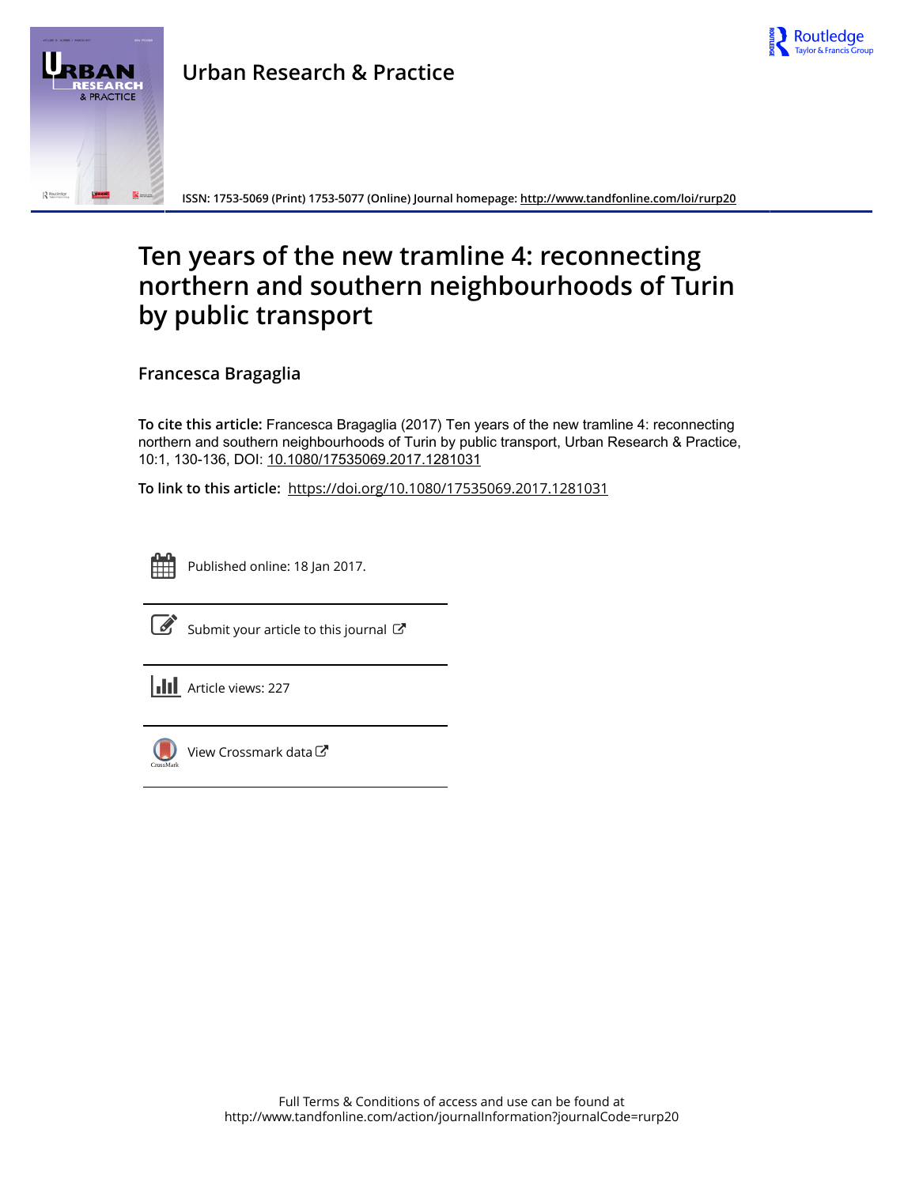Urban Research & Practice

ISSN: 1753-5069 (Print) 1753-5077 (Online) Journal homepage: http://www.tandfonline.com/loi/rurp20

# Ten years of the new tramline 4: reconnecting northern and southern neighbourhoods of Turin by public transport

**Francesca Bragaglia**

**To cite this article:** Francesca Bragaglia (2017) Ten years of the new tramline 4: reconnecting northern and southern neighbourhoods of Turin by public transport, Urban Research & Practice, 10:1, 130-136, DOI: 10.1080/17535069.2017.1281031

**To link to this article:** https://doi.org/10.1080/17535069.2017.1281031

Published online: 18 Jan 2017.

Submit your article to this journal

Article views: 227

View Crossmark data

Full Terms & Conditions of access and use can be found at
http://www.tandfonline.com/action/journalInformation?journalCode=rurp20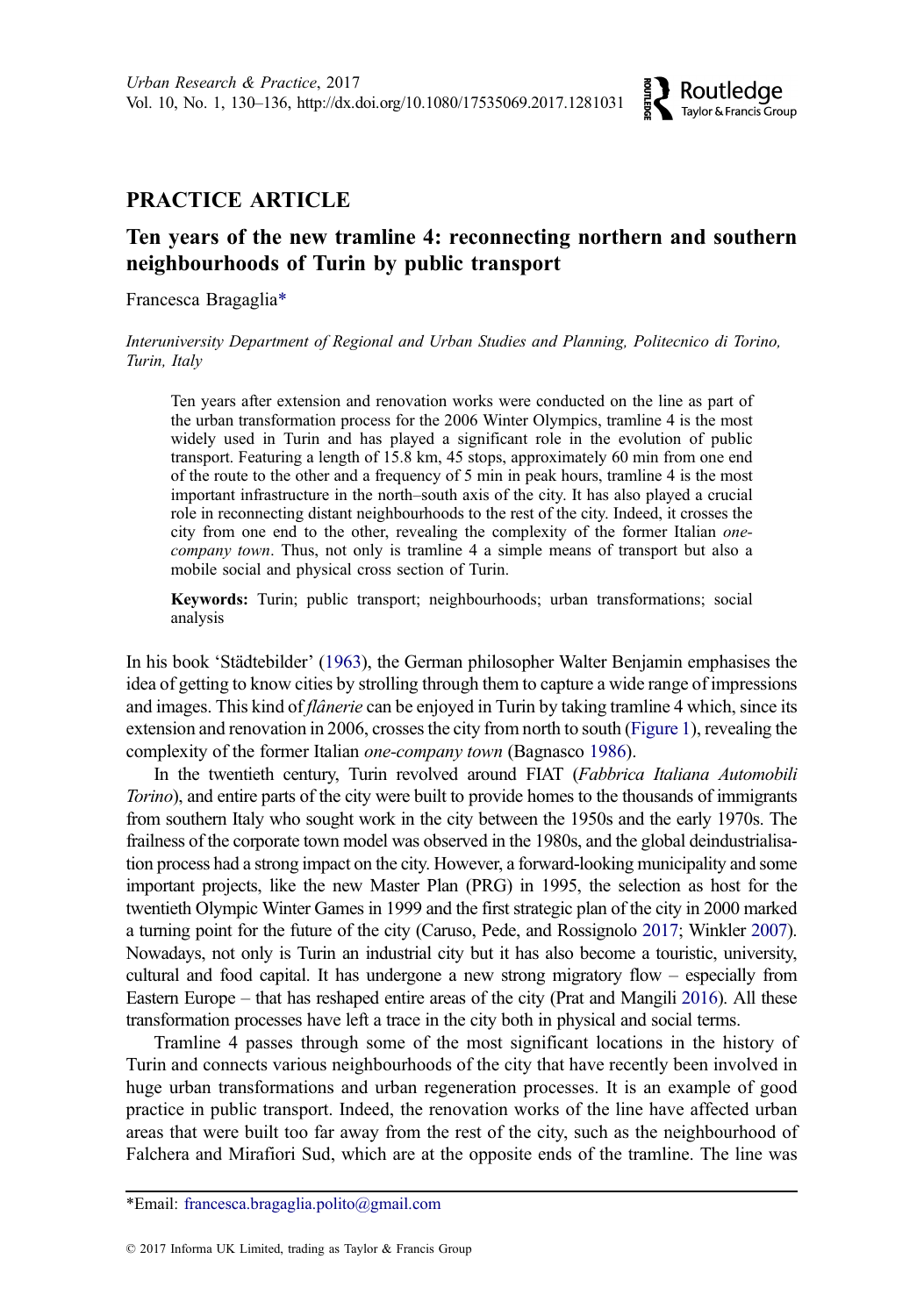# PRACTICE ARTICLE

## Ten years of the new tramline 4: reconnecting northern and southern neighbourhoods of Turin by public transport

Francesca Bragaglia*

*Interuniversity Department of Regional and Urban Studies and Planning, Politecnico di Torino, Turin, Italy*

> Ten years after extension and renovation works were conducted on the line as part of the urban transformation process for the 2006 Winter Olympics, tramline 4 is the most widely used in Turin and has played a significant role in the evolution of public transport. Featuring a length of 15.8 km, 45 stops, approximately 60 min from one end of the route to the other and a frequency of 5 min in peak hours, tramline 4 is the most important infrastructure in the north–south axis of the city. It has also played a crucial role in reconnecting distant neighbourhoods to the rest of the city. Indeed, it crosses the city from one end to the other, revealing the complexity of the former Italian *one-company town*. Thus, not only is tramline 4 a simple means of transport but also a mobile social and physical cross section of Turin.
>
> **Keywords:** Turin; public transport; neighbourhoods; urban transformations; social analysis

In his book 'Städtebilder' (1963), the German philosopher Walter Benjamin emphasises the idea of getting to know cities by strolling through them to capture a wide range of impressions and images. This kind of *flânerie* can be enjoyed in Turin by taking tramline 4 which, since its extension and renovation in 2006, crosses the city from north to south (Figure 1), revealing the complexity of the former Italian *one-company town* (Bagnasco 1986).

In the twentieth century, Turin revolved around FIAT (*Fabbrica Italiana Automobili Torino*), and entire parts of the city were built to provide homes to the thousands of immigrants from southern Italy who sought work in the city between the 1950s and the early 1970s. The frailness of the corporate town model was observed in the 1980s, and the global deindustrialisation process had a strong impact on the city. However, a forward-looking municipality and some important projects, like the new Master Plan (PRG) in 1995, the selection as host for the twentieth Olympic Winter Games in 1999 and the first strategic plan of the city in 2000 marked a turning point for the future of the city (Caruso, Pede, and Rossignolo 2017; Winkler 2007). Nowadays, not only is Turin an industrial city but it has also become a touristic, university, cultural and food capital. It has undergone a new strong migratory flow – especially from Eastern Europe – that has reshaped entire areas of the city (Prat and Mangili 2016). All these transformation processes have left a trace in the city both in physical and social terms.

Tramline 4 passes through some of the most significant locations in the history of Turin and connects various neighbourhoods of the city that have recently been involved in huge urban transformations and urban regeneration processes. It is an example of good practice in public transport. Indeed, the renovation works of the line have affected urban areas that were built too far away from the rest of the city, such as the neighbourhood of Falchera and Mirafiori Sud, which are at the opposite ends of the tramline. The line was

*Email: francesca.bragaglia.polito@gmail.com

© 2017 Informa UK Limited, trading as Taylor & Francis Group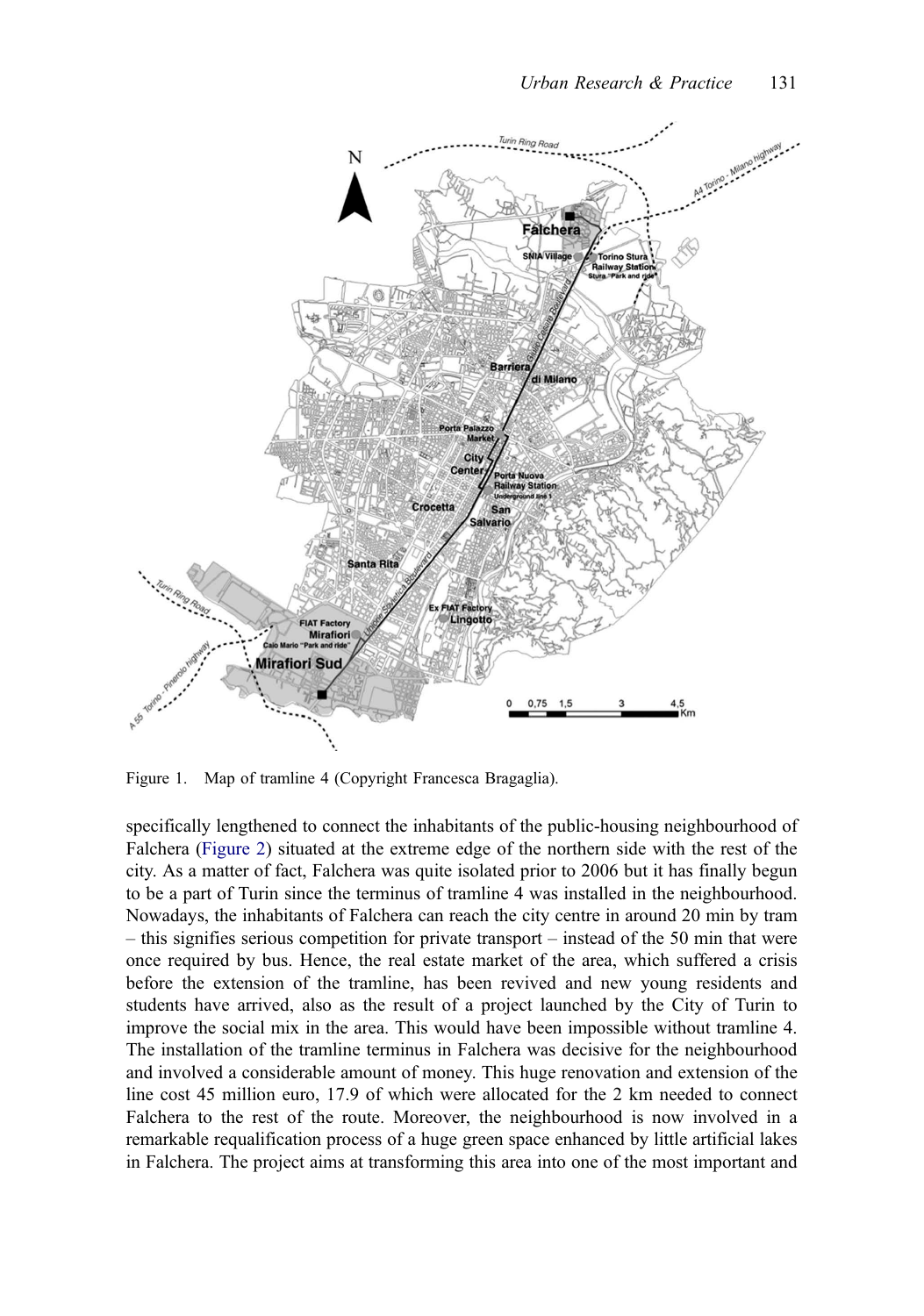Figure 1. Map of tramline 4 (Copyright Francesca Bragaglia).

specifically lengthened to connect the inhabitants of the public-housing neighbourhood of Falchera (Figure 2) situated at the extreme edge of the northern side with the rest of the city. As a matter of fact, Falchera was quite isolated prior to 2006 but it has finally begun to be a part of Turin since the terminus of tramline 4 was installed in the neighbourhood. Nowadays, the inhabitants of Falchera can reach the city centre in around 20 min by tram – this signifies serious competition for private transport – instead of the 50 min that were once required by bus. Hence, the real estate market of the area, which suffered a crisis before the extension of the tramline, has been revived and new young residents and students have arrived, also as the result of a project launched by the City of Turin to improve the social mix in the area. This would have been impossible without tramline 4. The installation of the tramline terminus in Falchera was decisive for the neighbourhood and involved a considerable amount of money. This huge renovation and extension of the line cost 45 million euro, 17.9 of which were allocated for the 2 km needed to connect Falchera to the rest of the route. Moreover, the neighbourhood is now involved in a remarkable requalification process of a huge green space enhanced by little artificial lakes in Falchera. The project aims at transforming this area into one of the most important and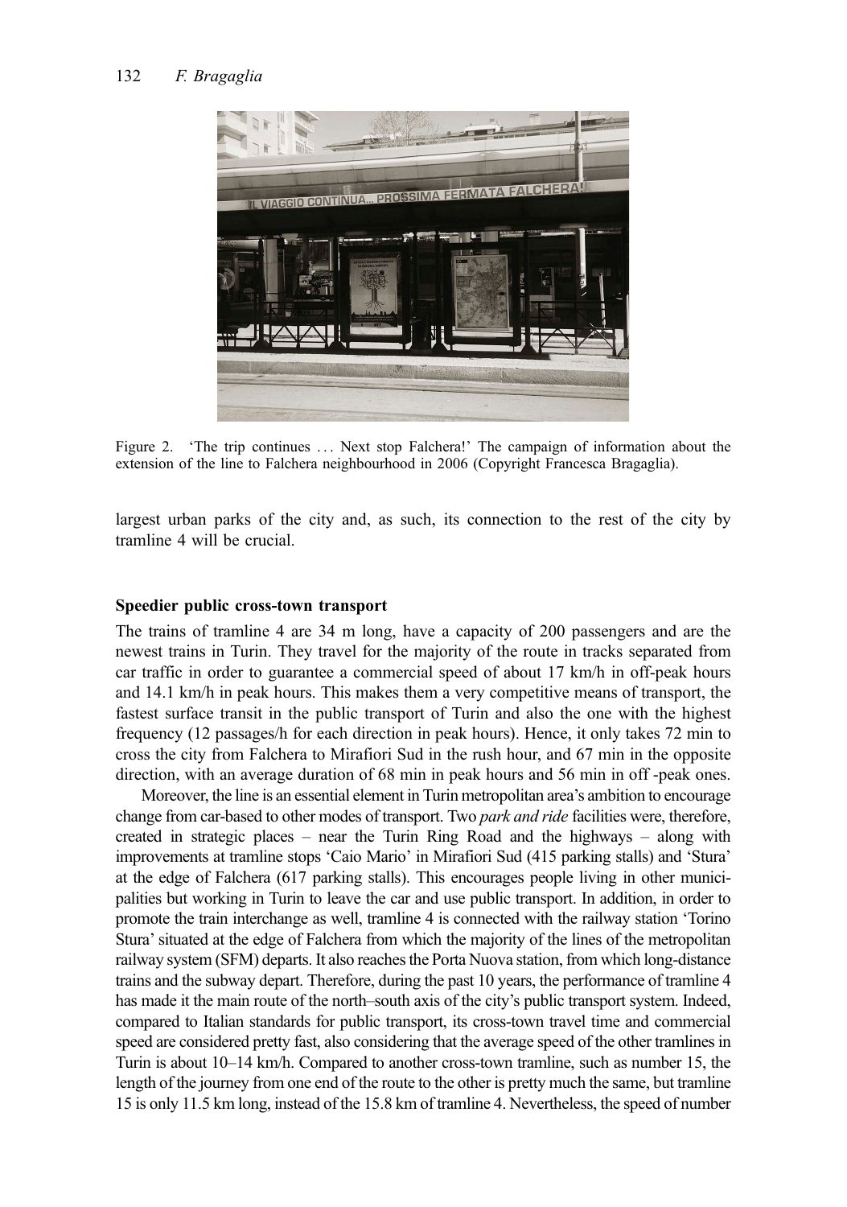Figure 2. 'The trip continues … Next stop Falchera!' The campaign of information about the extension of the line to Falchera neighbourhood in 2006 (Copyright Francesca Bragaglia).

largest urban parks of the city and, as such, its connection to the rest of the city by tramline 4 will be crucial.

### Speedier public cross-town transport

The trains of tramline 4 are 34 m long, have a capacity of 200 passengers and are the newest trains in Turin. They travel for the majority of the route in tracks separated from car traffic in order to guarantee a commercial speed of about 17 km/h in off-peak hours and 14.1 km/h in peak hours. This makes them a very competitive means of transport, the fastest surface transit in the public transport of Turin and also the one with the highest frequency (12 passages/h for each direction in peak hours). Hence, it only takes 72 min to cross the city from Falchera to Mirafiori Sud in the rush hour, and 67 min in the opposite direction, with an average duration of 68 min in peak hours and 56 min in off -peak ones.

Moreover, the line is an essential element in Turin metropolitan area's ambition to encourage change from car-based to other modes of transport. Two *park and ride* facilities were, therefore, created in strategic places – near the Turin Ring Road and the highways – along with improvements at tramline stops 'Caio Mario' in Mirafiori Sud (415 parking stalls) and 'Stura' at the edge of Falchera (617 parking stalls). This encourages people living in other municipalities but working in Turin to leave the car and use public transport. In addition, in order to promote the train interchange as well, tramline 4 is connected with the railway station 'Torino Stura' situated at the edge of Falchera from which the majority of the lines of the metropolitan railway system (SFM) departs. It also reaches the Porta Nuova station, from which long-distance trains and the subway depart. Therefore, during the past 10 years, the performance of tramline 4 has made it the main route of the north–south axis of the city's public transport system. Indeed, compared to Italian standards for public transport, its cross-town travel time and commercial speed are considered pretty fast, also considering that the average speed of the other tramlines in Turin is about 10–14 km/h. Compared to another cross-town tramline, such as number 15, the length of the journey from one end of the route to the other is pretty much the same, but tramline 15 is only 11.5 km long, instead of the 15.8 km of tramline 4. Nevertheless, the speed of number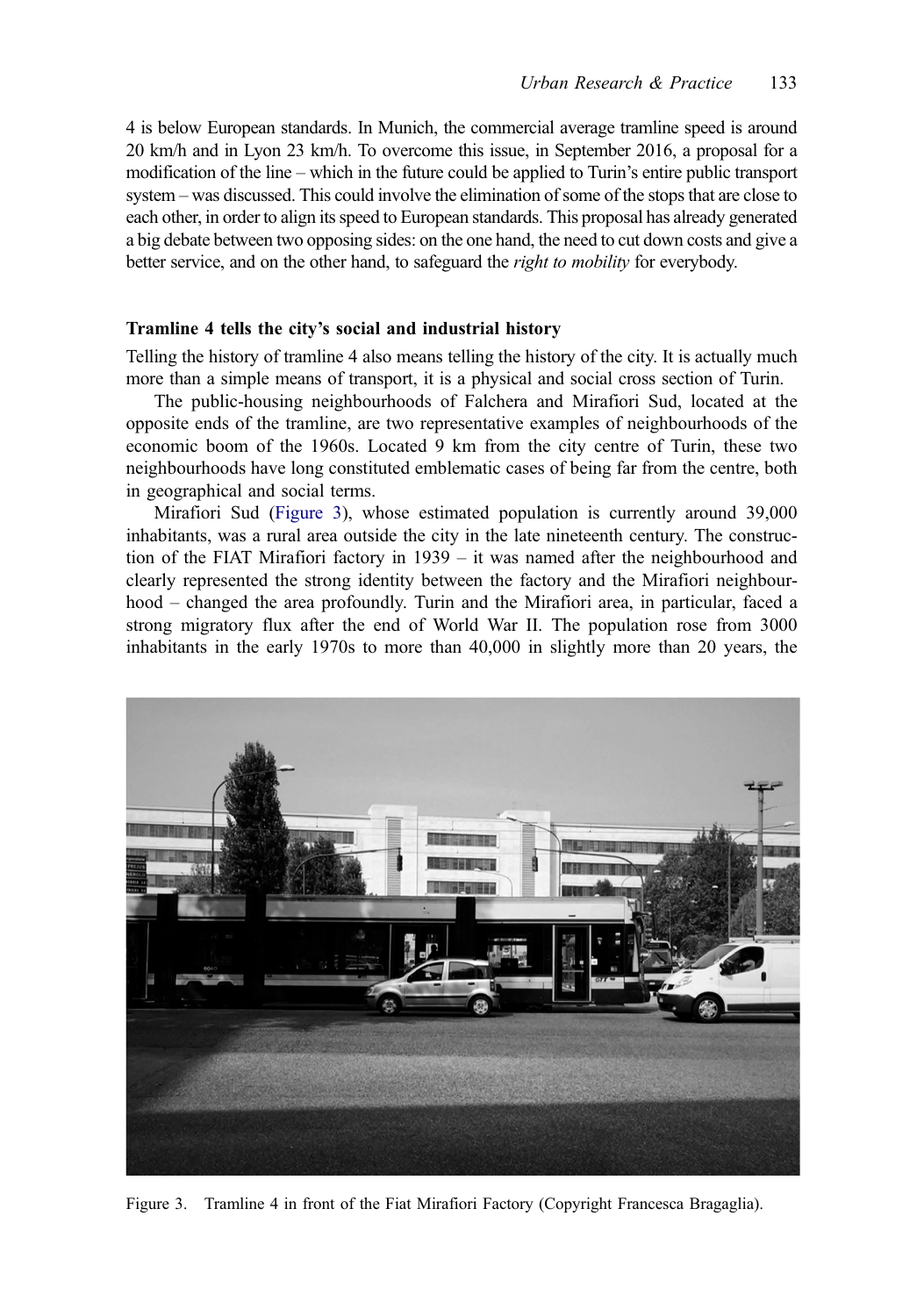4 is below European standards. In Munich, the commercial average tramline speed is around 20 km/h and in Lyon 23 km/h. To overcome this issue, in September 2016, a proposal for a modification of the line – which in the future could be applied to Turin's entire public transport system – was discussed. This could involve the elimination of some of the stops that are close to each other, in order to align its speed to European standards. This proposal has already generated a big debate between two opposing sides: on the one hand, the need to cut down costs and give a better service, and on the other hand, to safeguard the *right to mobility* for everybody.

### Tramline 4 tells the city's social and industrial history

Telling the history of tramline 4 also means telling the history of the city. It is actually much more than a simple means of transport, it is a physical and social cross section of Turin.

The public-housing neighbourhoods of Falchera and Mirafiori Sud, located at the opposite ends of the tramline, are two representative examples of neighbourhoods of the economic boom of the 1960s. Located 9 km from the city centre of Turin, these two neighbourhoods have long constituted emblematic cases of being far from the centre, both in geographical and social terms.

Mirafiori Sud (Figure 3), whose estimated population is currently around 39,000 inhabitants, was a rural area outside the city in the late nineteenth century. The construction of the FIAT Mirafiori factory in 1939 – it was named after the neighbourhood and clearly represented the strong identity between the factory and the Mirafiori neighbourhood – changed the area profoundly. Turin and the Mirafiori area, in particular, faced a strong migratory flux after the end of World War II. The population rose from 3000 inhabitants in the early 1970s to more than 40,000 in slightly more than 20 years, the

Figure 3. Tramline 4 in front of the Fiat Mirafiori Factory (Copyright Francesca Bragaglia).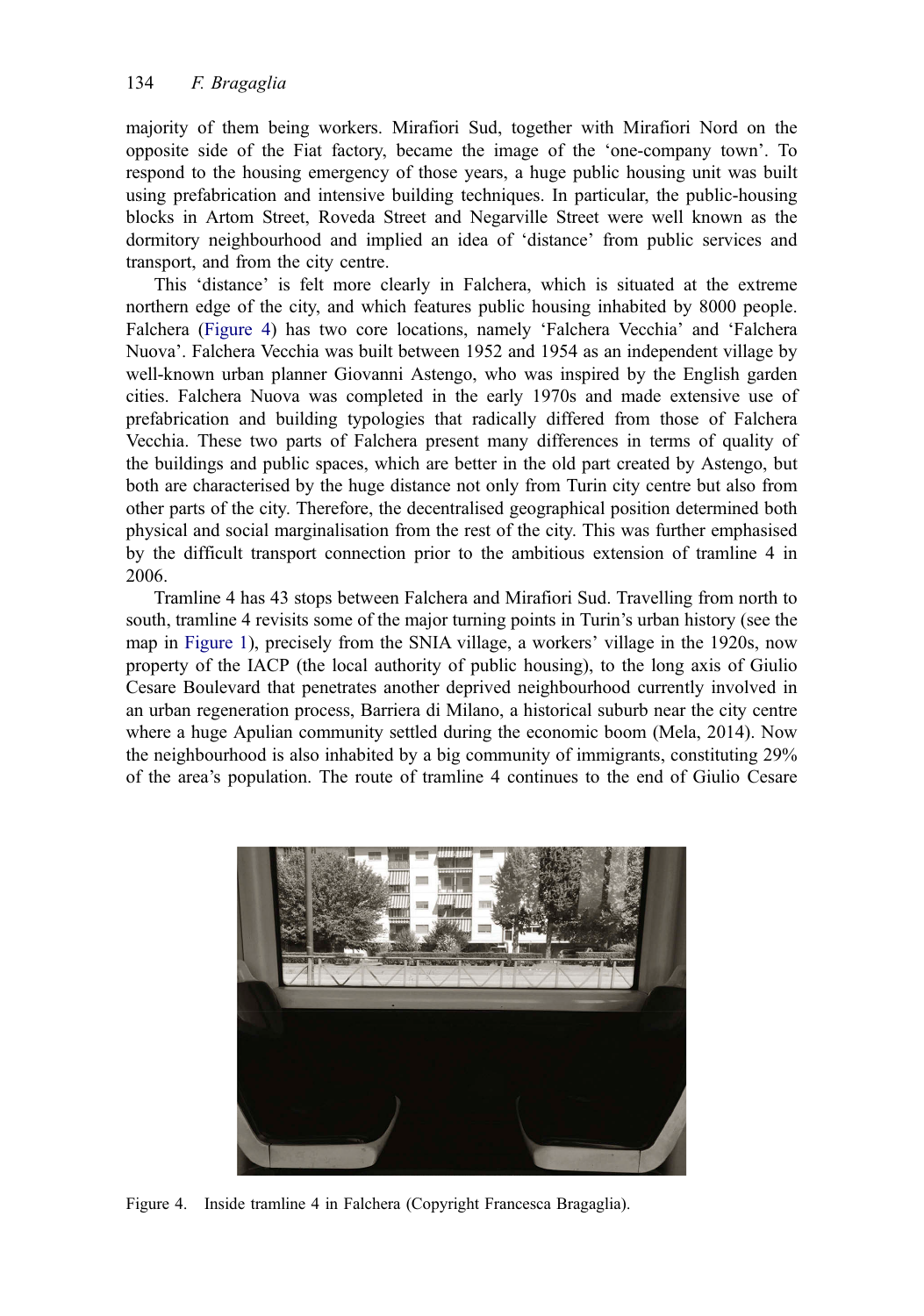majority of them being workers. Mirafiori Sud, together with Mirafiori Nord on the opposite side of the Fiat factory, became the image of the 'one-company town'. To respond to the housing emergency of those years, a huge public housing unit was built using prefabrication and intensive building techniques. In particular, the public-housing blocks in Artom Street, Roveda Street and Negarville Street were well known as the dormitory neighbourhood and implied an idea of 'distance' from public services and transport, and from the city centre.

This 'distance' is felt more clearly in Falchera, which is situated at the extreme northern edge of the city, and which features public housing inhabited by 8000 people. Falchera (Figure 4) has two core locations, namely 'Falchera Vecchia' and 'Falchera Nuova'. Falchera Vecchia was built between 1952 and 1954 as an independent village by well-known urban planner Giovanni Astengo, who was inspired by the English garden cities. Falchera Nuova was completed in the early 1970s and made extensive use of prefabrication and building typologies that radically differed from those of Falchera Vecchia. These two parts of Falchera present many differences in terms of quality of the buildings and public spaces, which are better in the old part created by Astengo, but both are characterised by the huge distance not only from Turin city centre but also from other parts of the city. Therefore, the decentralised geographical position determined both physical and social marginalisation from the rest of the city. This was further emphasised by the difficult transport connection prior to the ambitious extension of tramline 4 in 2006.

Tramline 4 has 43 stops between Falchera and Mirafiori Sud. Travelling from north to south, tramline 4 revisits some of the major turning points in Turin's urban history (see the map in Figure 1), precisely from the SNIA village, a workers' village in the 1920s, now property of the IACP (the local authority of public housing), to the long axis of Giulio Cesare Boulevard that penetrates another deprived neighbourhood currently involved in an urban regeneration process, Barriera di Milano, a historical suburb near the city centre where a huge Apulian community settled during the economic boom (Mela, 2014). Now the neighbourhood is also inhabited by a big community of immigrants, constituting 29% of the area's population. The route of tramline 4 continues to the end of Giulio Cesare

Figure 4. Inside tramline 4 in Falchera (Copyright Francesca Bragaglia).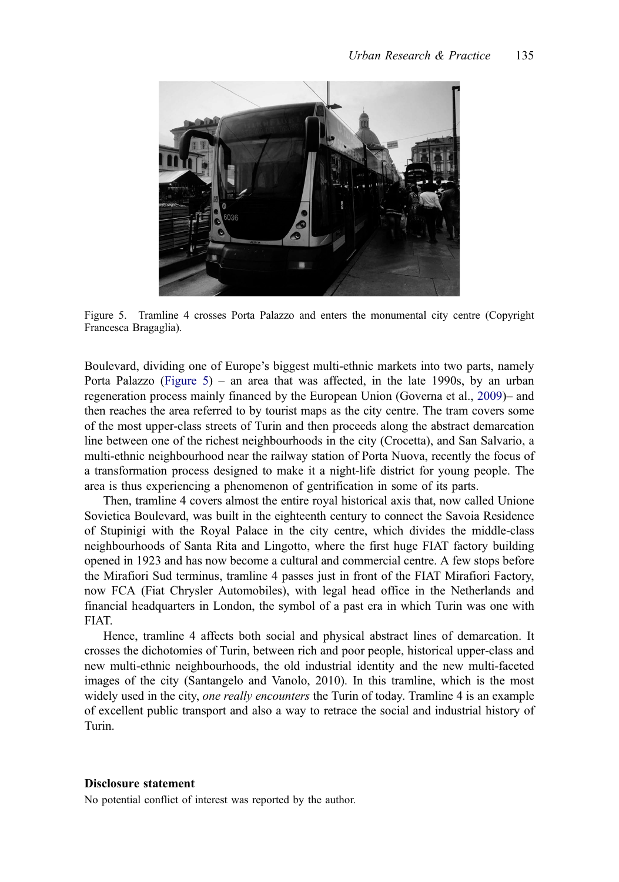Figure 5. Tramline 4 crosses Porta Palazzo and enters the monumental city centre (Copyright Francesca Bragaglia).

Boulevard, dividing one of Europe's biggest multi-ethnic markets into two parts, namely Porta Palazzo (Figure 5) – an area that was affected, in the late 1990s, by an urban regeneration process mainly financed by the European Union (Governa et al., 2009)– and then reaches the area referred to by tourist maps as the city centre. The tram covers some of the most upper-class streets of Turin and then proceeds along the abstract demarcation line between one of the richest neighbourhoods in the city (Crocetta), and San Salvario, a multi-ethnic neighbourhood near the railway station of Porta Nuova, recently the focus of a transformation process designed to make it a night-life district for young people. The area is thus experiencing a phenomenon of gentrification in some of its parts.

Then, tramline 4 covers almost the entire royal historical axis that, now called Unione Sovietica Boulevard, was built in the eighteenth century to connect the Savoia Residence of Stupinigi with the Royal Palace in the city centre, which divides the middle-class neighbourhoods of Santa Rita and Lingotto, where the first huge FIAT factory building opened in 1923 and has now become a cultural and commercial centre. A few stops before the Mirafiori Sud terminus, tramline 4 passes just in front of the FIAT Mirafiori Factory, now FCA (Fiat Chrysler Automobiles), with legal head office in the Netherlands and financial headquarters in London, the symbol of a past era in which Turin was one with FIAT.

Hence, tramline 4 affects both social and physical abstract lines of demarcation. It crosses the dichotomies of Turin, between rich and poor people, historical upper-class and new multi-ethnic neighbourhoods, the old industrial identity and the new multi-faceted images of the city (Santangelo and Vanolo, 2010). In this tramline, which is the most widely used in the city, *one really encounters* the Turin of today. Tramline 4 is an example of excellent public transport and also a way to retrace the social and industrial history of Turin.

### Disclosure statement

No potential conflict of interest was reported by the author.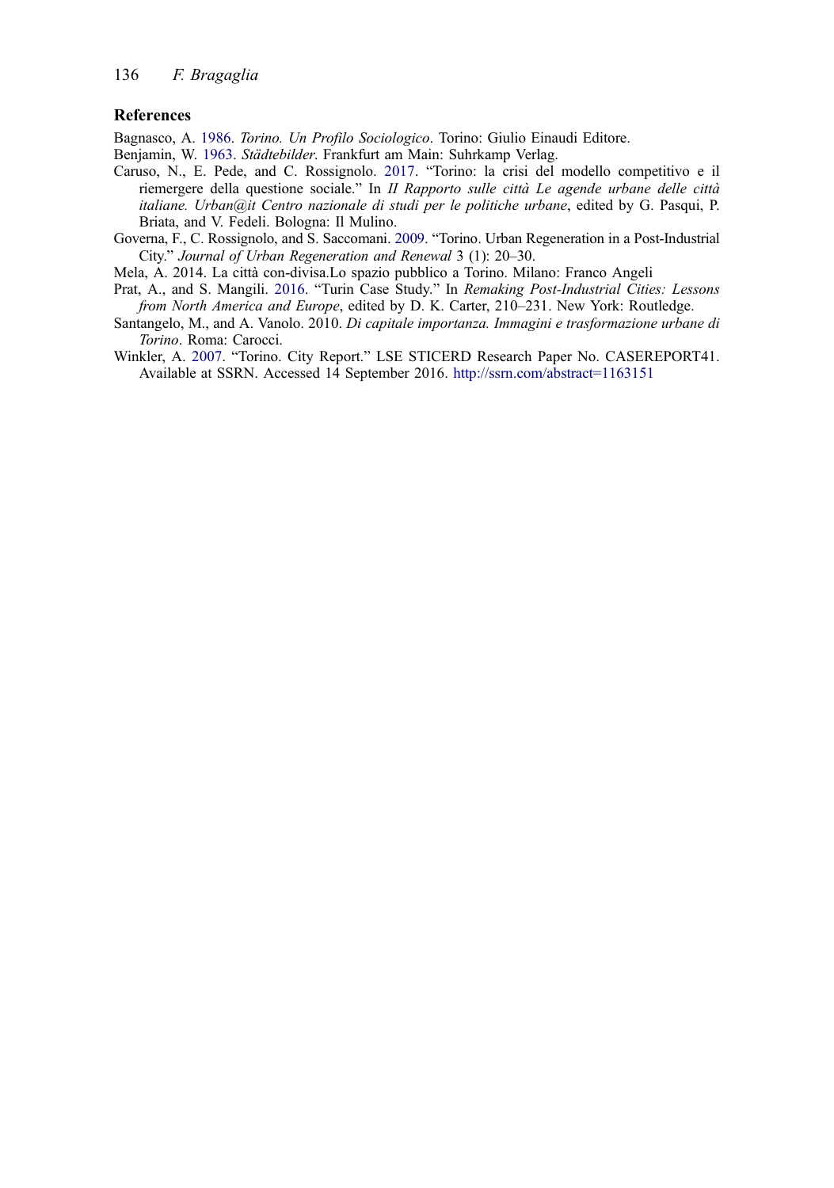## References

Bagnasco, A. 1986. *Torino. Un Profilo Sociologico*. Torino: Giulio Einaudi Editore.

Benjamin, W. 1963. *Städtebilder*. Frankfurt am Main: Suhrkamp Verlag.

Caruso, N., E. Pede, and C. Rossignolo. 2017. "Torino: la crisi del modello competitivo e il riemergere della questione sociale." In *II Rapporto sulle città Le agende urbane delle città italiane. Urban@it Centro nazionale di studi per le politiche urbane*, edited by G. Pasqui, P. Briata, and V. Fedeli. Bologna: Il Mulino.

Governa, F., C. Rossignolo, and S. Saccomani. 2009. "Torino. Urban Regeneration in a Post-Industrial City." *Journal of Urban Regeneration and Renewal* 3 (1): 20–30.

Mela, A. 2014. La città con-divisa.Lo spazio pubblico a Torino. Milano: Franco Angeli

Prat, A., and S. Mangili. 2016. "Turin Case Study." In *Remaking Post-Industrial Cities: Lessons from North America and Europe*, edited by D. K. Carter, 210–231. New York: Routledge.

Santangelo, M., and A. Vanolo. 2010. *Di capitale importanza. Immagini e trasformazione urbane di Torino*. Roma: Carocci.

Winkler, A. 2007. "Torino. City Report." LSE STICERD Research Paper No. CASEREPORT41. Available at SSRN. Accessed 14 September 2016. http://ssrn.com/abstract=1163151